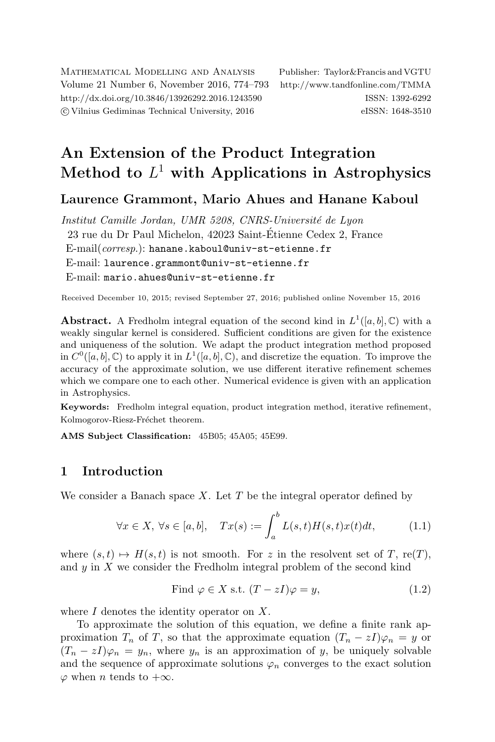# An Extension of the Product Integration Method to $L^1$ with Applications in Astrophysics

**Laurence Grammont, Mario Ahues and Hanane Kaboul**

*Institut Camille Jordan, UMR 5208, CNRS-Université de Lyon*
23 rue du Dr Paul Michelon, 42023 Saint-Étienne Cedex 2, France
E-mail(*corresp.*): hanane.kaboul@univ-st-etienne.fr
E-mail: laurence.grammont@univ-st-etienne.fr
E-mail: mario.ahues@univ-st-etienne.fr

Received December 10, 2015; revised September 27, 2016; published online November 15, 2016

**Abstract.** A Fredholm integral equation of the second kind in $L^1([a,b],\mathbb{C})$ with a weakly singular kernel is considered. Sufficient conditions are given for the existence and uniqueness of the solution. We adapt the product integration method proposed in $C^0([a,b],\mathbb{C})$ to apply it in $L^1([a,b],\mathbb{C})$, and discretize the equation. To improve the accuracy of the approximate solution, we use different iterative refinement schemes which we compare one to each other. Numerical evidence is given with an application in Astrophysics.

**Keywords:** Fredholm integral equation, product integration method, iterative refinement, Kolmogorov-Riesz-Fréchet theorem.

**AMS Subject Classification:** 45B05; 45A05; 45E99.

## 1 Introduction

We consider a Banach space $X$. Let $T$ be the integral operator defined by

$$\forall x \in X,\ \forall s \in [a,b], \quad Tx(s) := \int_a^b L(s,t)H(s,t)x(t)dt, \tag{1.1}$$

where $(s,t) \mapsto H(s,t)$ is not smooth. For $z$ in the resolvent set of $T$, $\mathrm{re}(T)$, and $y$ in $X$ we consider the Fredholm integral problem of the second kind

$$\text{Find } \varphi \in X \text{ s.t. } (T - zI)\varphi = y, \tag{1.2}$$

where $I$ denotes the identity operator on $X$.

To approximate the solution of this equation, we define a finite rank approximation $T_n$ of $T$, so that the approximate equation $(T_n - zI)\varphi_n = y$ or $(T_n - zI)\varphi_n = y_n$, where $y_n$ is an approximation of $y$, be uniquely solvable and the sequence of approximate solutions $\varphi_n$ converges to the exact solution $\varphi$ when $n$ tends to $+\infty$.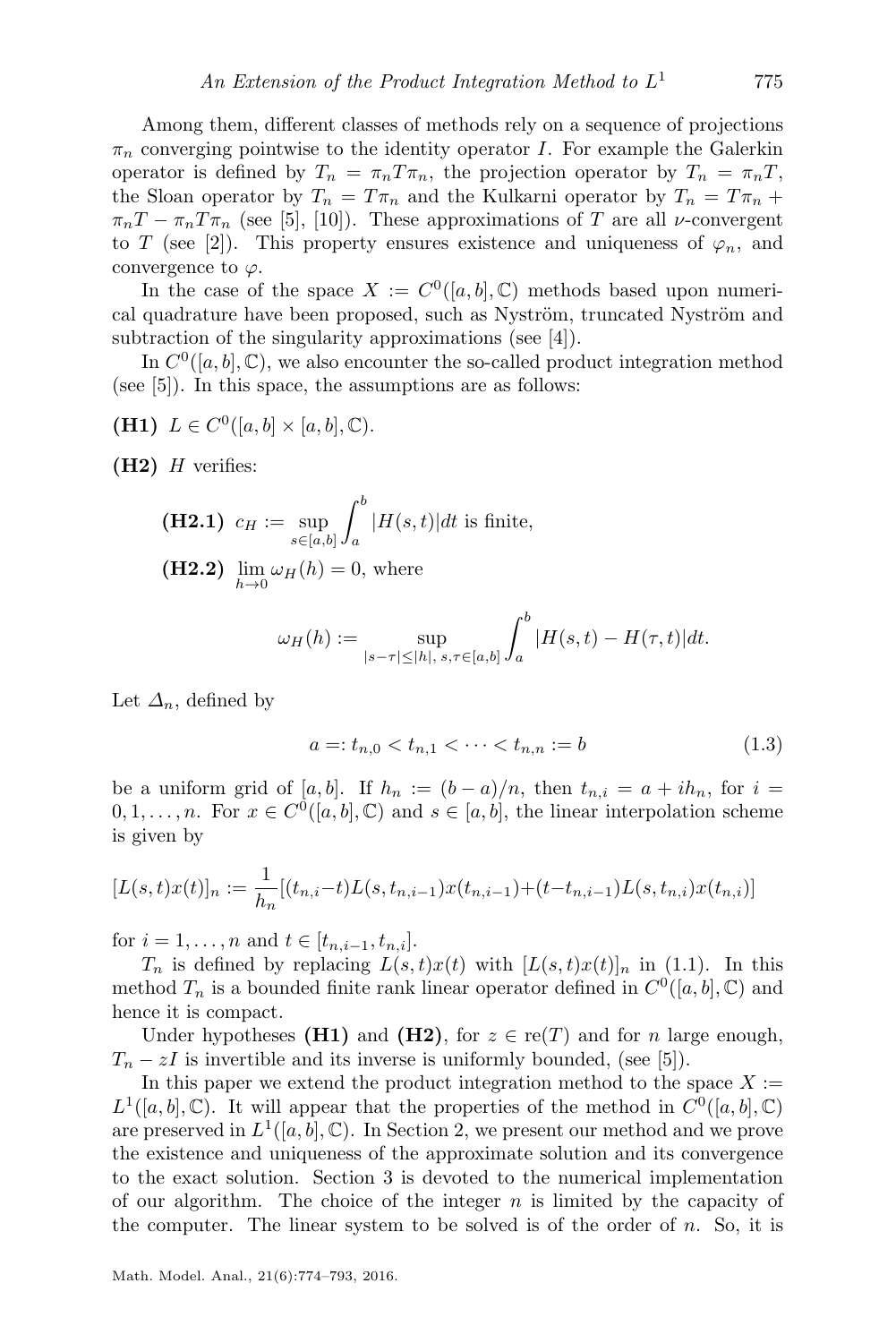Among them, different classes of methods rely on a sequence of projections $\pi_n$ converging pointwise to the identity operator $I$. For example the Galerkin operator is defined by $T_n = \pi_n T \pi_n$, the projection operator by $T_n = \pi_n T$, the Sloan operator by $T_n = T\pi_n$ and the Kulkarni operator by $T_n = T\pi_n + \pi_n T - \pi_n T \pi_n$ (see [5], [10]). These approximations of $T$ are all $\nu$-convergent to $T$ (see [2]). This property ensures existence and uniqueness of $\varphi_n$, and convergence to $\varphi$.

In the case of the space $X := C^0([a,b],\mathbb{C})$ methods based upon numerical quadrature have been proposed, such as Nyström, truncated Nyström and subtraction of the singularity approximations (see [4]).

In $C^0([a,b],\mathbb{C})$, we also encounter the so-called product integration method (see [5]). In this space, the assumptions are as follows:

**(H1)** $L \in C^0([a,b]\times[a,b],\mathbb{C})$.

**(H2)** $H$ verifies:

**(H2.1)** $c_H := \sup_{s\in[a,b]} \int_a^b |H(s,t)|dt$ is finite,

**(H2.2)** $\lim_{h\to 0} \omega_H(h) = 0$, where

$$\omega_H(h) := \sup_{|s-\tau|\le|h|,\ s,\tau\in[a,b]} \int_a^b |H(s,t) - H(\tau,t)|dt.$$

Let $\Delta_n$, defined by

$$a =: t_{n,0} < t_{n,1} < \cdots < t_{n,n} := b \tag{1.3}$$

be a uniform grid of $[a,b]$. If $h_n := (b-a)/n$, then $t_{n,i} = a + ih_n$, for $i = 0,1,\ldots,n$. For $x \in C^0([a,b],\mathbb{C})$ and $s \in [a,b]$, the linear interpolation scheme is given by

$$[L(s,t)x(t)]_n := \frac{1}{h_n}[(t_{n,i}-t)L(s,t_{n,i-1})x(t_{n,i-1}) + (t-t_{n,i-1})L(s,t_{n,i})x(t_{n,i})]$$

for $i = 1,\ldots,n$ and $t \in [t_{n,i-1}, t_{n,i}]$.

$T_n$ is defined by replacing $L(s,t)x(t)$ with $[L(s,t)x(t)]_n$ in (1.1). In this method $T_n$ is a bounded finite rank linear operator defined in $C^0([a,b],\mathbb{C})$ and hence it is compact.

Under hypotheses **(H1)** and **(H2)**, for $z \in \text{re}(T)$ and for $n$ large enough, $T_n - zI$ is invertible and its inverse is uniformly bounded, (see [5]).

In this paper we extend the product integration method to the space $X := L^1([a,b],\mathbb{C})$. It will appear that the properties of the method in $C^0([a,b],\mathbb{C})$ are preserved in $L^1([a,b],\mathbb{C})$. In Section 2, we present our method and we prove the existence and uniqueness of the approximate solution and its convergence to the exact solution. Section 3 is devoted to the numerical implementation of our algorithm. The choice of the integer $n$ is limited by the capacity of the computer. The linear system to be solved is of the order of $n$. So, it is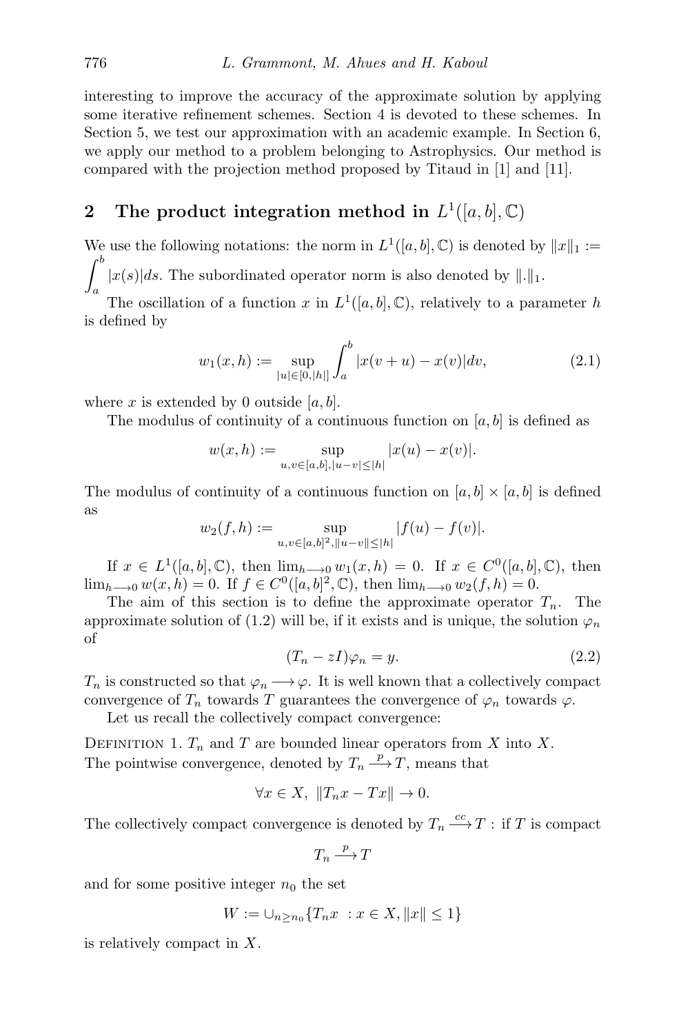interesting to improve the accuracy of the approximate solution by applying some iterative refinement schemes. Section 4 is devoted to these schemes. In Section 5, we test our approximation with an academic example. In Section 6, we apply our method to a problem belonging to Astrophysics. Our method is compared with the projection method proposed by Titaud in [1] and [11].

## 2 The product integration method in $L^1([a,b],\mathbb{C})$

We use the following notations: the norm in $L^1([a,b],\mathbb{C})$ is denoted by $\|x\|_1 := \int_a^b |x(s)|ds$. The subordinated operator norm is also denoted by $\|.\|_1$.

The oscillation of a function $x$ in $L^1([a,b],\mathbb{C})$, relatively to a parameter $h$ is defined by

$$w_1(x,h) := \sup_{|u|\in[0,|h|]} \int_a^b |x(v+u) - x(v)|dv, \tag{2.1}$$

where $x$ is extended by 0 outside $[a,b]$.

The modulus of continuity of a continuous function on $[a,b]$ is defined as

$$w(x,h) := \sup_{u,v\in[a,b],|u-v|\leq|h|} |x(u) - x(v)|.$$

The modulus of continuity of a continuous function on $[a,b]\times[a,b]$ is defined as

$$w_2(f,h) := \sup_{u,v\in[a,b]^2,\|u-v\|\leq|h|} |f(u) - f(v)|.$$

If $x \in L^1([a,b],\mathbb{C})$, then $\lim_{h\longrightarrow 0} w_1(x,h) = 0$. If $x \in C^0([a,b],\mathbb{C})$, then $\lim_{h\longrightarrow 0} w(x,h) = 0$. If $f \in C^0([a,b]^2,\mathbb{C})$, then $\lim_{h\longrightarrow 0} w_2(f,h) = 0$.

The aim of this section is to define the approximate operator $T_n$. The approximate solution of (1.2) will be, if it exists and is unique, the solution $\varphi_n$ of

$$(T_n - zI)\varphi_n = y. \tag{2.2}$$

$T_n$ is constructed so that $\varphi_n \longrightarrow \varphi$. It is well known that a collectively compact convergence of $T_n$ towards $T$ guarantees the convergence of $\varphi_n$ towards $\varphi$.

Let us recall the collectively compact convergence:

Definition 1. $T_n$ and $T$ are bounded linear operators from $X$ into $X$. The pointwise convergence, denoted by $T_n \xrightarrow{p} T$, means that

$$\forall x \in X,\ \|T_n x - Tx\| \to 0.$$

The collectively compact convergence is denoted by $T_n \xrightarrow{cc} T$ : if $T$ is compact

$$T_n \xrightarrow{p} T$$

and for some positive integer $n_0$ the set

$$W := \cup_{n\geq n_0}\{T_n x\ : x \in X, \|x\| \leq 1\}$$

is relatively compact in $X$.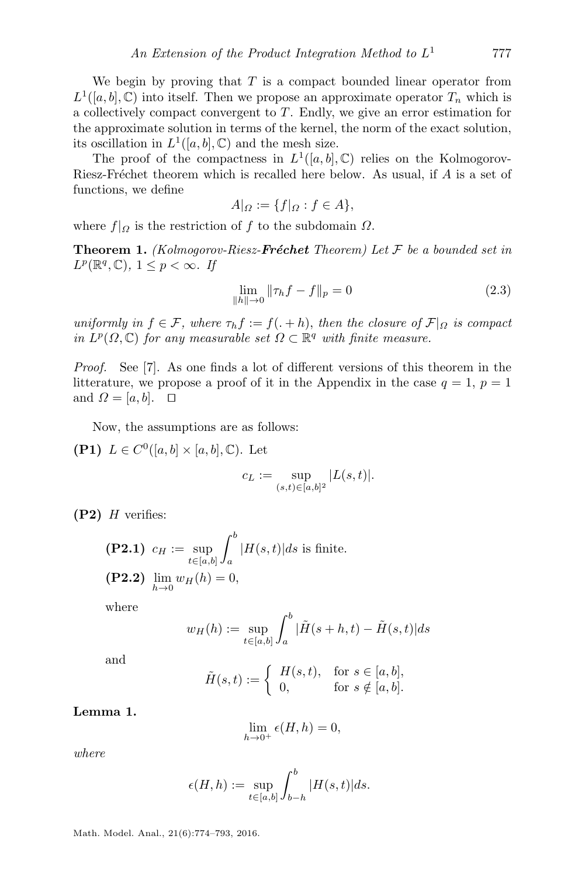We begin by proving that $T$ is a compact bounded linear operator from $L^1([a,b],\mathbb{C})$ into itself. Then we propose an approximate operator $T_n$ which is a collectively compact convergent to $T$. Endly, we give an error estimation for the approximate solution in terms of the kernel, the norm of the exact solution, its oscillation in $L^1([a,b],\mathbb{C})$ and the mesh size.

The proof of the compactness in $L^1([a,b],\mathbb{C})$ relies on the Kolmogorov-Riesz-Fréchet theorem which is recalled here below. As usual, if $A$ is a set of functions, we define

$$A|_\Omega := \{f|_\Omega : f \in A\},$$

where $f|_\Omega$ is the restriction of $f$ to the subdomain $\Omega$.

**Theorem 1.** *(Kolmogorov-Riesz-**Fréchet** Theorem) Let $\mathcal{F}$ be a bounded set in $L^p(\mathbb{R}^q,\mathbb{C})$, $1 \le p < \infty$. If*

$$\lim_{\|h\|\to 0} \|\tau_h f - f\|_p = 0 \tag{2.3}$$

*uniformly in $f \in \mathcal{F}$, where $\tau_h f := f(.+h)$, then the closure of $\mathcal{F}|_\Omega$ is compact in $L^p(\Omega,\mathbb{C})$ for any measurable set $\Omega \subset \mathbb{R}^q$ with finite measure.*

*Proof.* See [7]. As one finds a lot of different versions of this theorem in the litterature, we propose a proof of it in the Appendix in the case $q=1$, $p=1$ and $\Omega = [a,b]$. $\square$

Now, the assumptions are as follows:

**(P1)** $L \in C^0([a,b]\times[a,b],\mathbb{C})$. Let

$$c_L := \sup_{(s,t)\in[a,b]^2} |L(s,t)|.$$

**(P2)** $H$ verifies:

**(P2.1)** $c_H := \sup_{t\in[a,b]} \int_a^b |H(s,t)| ds$ is finite.

**(P2.2)** $\lim_{h\to 0} w_H(h) = 0$,

where

$$w_H(h) := \sup_{t\in[a,b]} \int_a^b |\tilde{H}(s+h,t) - \tilde{H}(s,t)| ds$$

and

$$\tilde{H}(s,t) := \begin{cases} H(s,t), & \text{for } s \in [a,b], \\ 0, & \text{for } s \notin [a,b]. \end{cases}$$

**Lemma 1.**

$$\lim_{h\to 0^+} \epsilon(H,h) = 0,$$

*where*

$$\epsilon(H,h) := \sup_{t\in[a,b]} \int_{b-h}^b |H(s,t)| ds.$$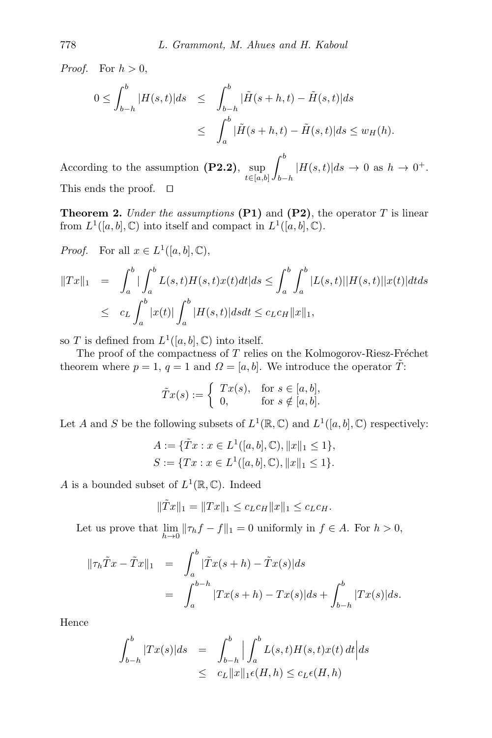*Proof.* For $h > 0$,

$$
\begin{aligned}
0 \le \int_{b-h}^{b} |H(s,t)|ds &\le \int_{b-h}^{b} |\tilde{H}(s+h,t) - \tilde{H}(s,t)|ds \\
&\le \int_{a}^{b} |\tilde{H}(s+h,t) - \tilde{H}(s,t)|ds \le w_H(h).
\end{aligned}
$$

According to the assumption **(P2.2)**, $\sup_{t\in[a,b]} \int_{b-h}^{b} |H(s,t)|ds \to 0$ as $h \to 0^+$. This ends the proof. □

**Theorem 2.** *Under the assumptions* **(P1)** and **(P2)**, the operator $T$ is linear from $L^1([a,b],\mathbb{C})$ into itself and compact in $L^1([a,b],\mathbb{C})$.

*Proof.* For all $x \in L^1([a,b],\mathbb{C})$,

$$
\begin{aligned}
\|Tx\|_1 &= \int_a^b |\int_a^b L(s,t)H(s,t)x(t)dt|ds \le \int_a^b \int_a^b |L(s,t)||H(s,t)||x(t)|dtds \\
&\le c_L \int_a^b |x(t)| \int_a^b |H(s,t)|dsdt \le c_L c_H \|x\|_1,
\end{aligned}
$$

so $T$ is defined from $L^1([a,b],\mathbb{C})$ into itself.

The proof of the compactness of $T$ relies on the Kolmogorov-Riesz-Fréchet theorem where $p = 1$, $q = 1$ and $\Omega = [a,b]$. We introduce the operator $\tilde{T}$:

$$
\tilde{T}x(s) := \begin{cases} Tx(s), & \text{for } s \in [a,b], \\ 0, & \text{for } s \notin [a,b]. \end{cases}
$$

Let $A$ and $S$ be the following subsets of $L^1(\mathbb{R},\mathbb{C})$ and $L^1([a,b],\mathbb{C})$ respectively:

$$
\begin{aligned}
A &:= \{\tilde{T}x : x \in L^1([a,b],\mathbb{C}), \|x\|_1 \le 1\}, \\
S &:= \{Tx : x \in L^1([a,b],\mathbb{C}), \|x\|_1 \le 1\}.
\end{aligned}
$$

$A$ is a bounded subset of $L^1(\mathbb{R},\mathbb{C})$. Indeed

$$
\|\tilde{T}x\|_1 = \|Tx\|_1 \le c_L c_H \|x\|_1 \le c_L c_H.
$$

Let us prove that $\lim_{h\to 0} \|\tau_h f - f\|_1 = 0$ uniformly in $f \in A$. For $h > 0$,

$$
\begin{aligned}
\|\tau_h \tilde{T}x - \tilde{T}x\|_1 &= \int_a^b |\tilde{T}x(s+h) - \tilde{T}x(s)|ds \\
&= \int_a^{b-h} |Tx(s+h) - Tx(s)|ds + \int_{b-h}^{b} |Tx(s)|ds.
\end{aligned}
$$

Hence

$$
\begin{aligned}
\int_{b-h}^{b} |Tx(s)|ds &= \int_{b-h}^{b} \Big| \int_a^b L(s,t)H(s,t)x(t)\,dt \Big| ds \\
&\le c_L \|x\|_1 \epsilon(H,h) \le c_L \epsilon(H,h)
\end{aligned}
$$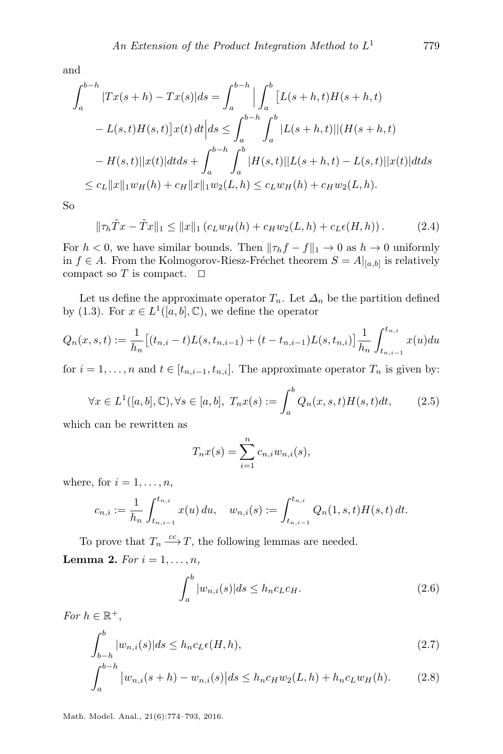and

$$
\begin{aligned}
\int_a^{b-h} |Tx(s+h) - Tx(s)| ds &= \int_a^{b-h} \Big| \int_a^b \big[L(s+h,t)H(s+h,t) \\
&\quad - L(s,t)H(s,t)\big] x(t)\, dt \Big| ds \le \int_a^{b-h} \int_a^b |L(s+h,t)||(H(s+h,t) \\
&\quad - H(s,t)||x(t)| dt ds + \int_a^{b-h} \int_a^b |H(s,t)||L(s+h,t) - L(s,t)||x(t)| dt ds \\
&\le c_L \|x\|_1 w_H(h) + c_H \|x\|_1 w_2(L,h) \le c_L w_H(h) + c_H w_2(L,h).
\end{aligned}
$$

So

$$
\|\tau_h \tilde{T} x - \tilde{T} x\|_1 \le \|x\|_1 \left( c_L w_H(h) + c_H w_2(L,h) + c_L \epsilon(H,h) \right). \tag{2.4}
$$

For $h < 0$, we have similar bounds. Then $\|\tau_h f - f\|_1 \to 0$ as $h \to 0$ uniformly in $f \in A$. From the Kolmogorov-Riesz-Fréchet theorem $S = A|_{[a,b]}$ is relatively compact so $T$ is compact. $\square$

Let us define the approximate operator $T_n$. Let $\Delta_n$ be the partition defined by (1.3). For $x \in L^1([a,b],\mathbb{C})$, we define the operator

$$
Q_n(x,s,t) := \frac{1}{h_n} \big[ (t_{n,i} - t) L(s, t_{n,i-1}) + (t - t_{n,i-1}) L(s, t_{n,i}) \big] \frac{1}{h_n} \int_{t_{n,i-1}}^{t_{n,i}} x(u) du
$$

for $i = 1, \dots, n$ and $t \in [t_{n,i-1}, t_{n,i}]$. The approximate operator $T_n$ is given by:

$$
\forall x \in L^1([a,b],\mathbb{C}), \forall s \in [a,b],\ T_n x(s) := \int_a^b Q_n(x,s,t) H(s,t) dt, \tag{2.5}
$$

which can be rewritten as

$$
T_n x(s) = \sum_{i=1}^{n} c_{n,i} w_{n,i}(s),
$$

where, for $i = 1, \dots, n$,

$$
c_{n,i} := \frac{1}{h_n} \int_{t_{n,i-1}}^{t_{n,i}} x(u)\, du, \quad w_{n,i}(s) := \int_{t_{n,i-1}}^{t_{n,i}} Q_n(1,s,t) H(s,t)\, dt.
$$

To prove that $T_n \xrightarrow{cc} T$, the following lemmas are needed.

**Lemma 2.** *For* $i = 1, \dots, n$,

$$
\int_a^b |w_{n,i}(s)| ds \le h_n c_L c_H. \tag{2.6}
$$

*For* $h \in \mathbb{R}^+$,

$$
\int_{b-h}^{b} |w_{n,i}(s)| ds \le h_n c_L \epsilon(H,h), \tag{2.7}
$$

$$
\int_a^{b-h} \big| w_{n,i}(s+h) - w_{n,i}(s) \big| ds \le h_n c_H w_2(L,h) + h_n c_L w_H(h). \tag{2.8}
$$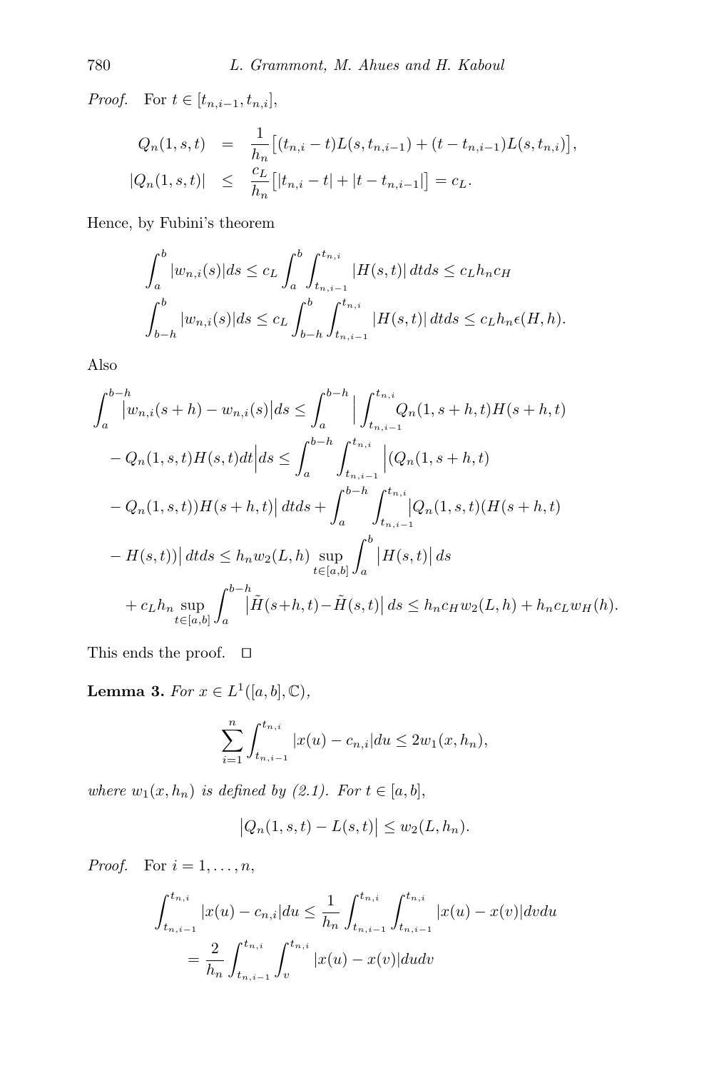*Proof.* For $t \in [t_{n,i-1}, t_{n,i}]$,

$$
\begin{aligned}
Q_n(1,s,t) &= \frac{1}{h_n}\big[(t_{n,i}-t)L(s,t_{n,i-1}) + (t-t_{n,i-1})L(s,t_{n,i})\big], \\
|Q_n(1,s,t)| &\leq \frac{c_L}{h_n}\big[|t_{n,i}-t| + |t-t_{n,i-1}|\big] = c_L.
\end{aligned}
$$

Hence, by Fubini's theorem

$$
\int_a^b |w_{n,i}(s)| ds \leq c_L \int_a^b \int_{t_{n,i-1}}^{t_{n,i}} |H(s,t)|\, dt ds \leq c_L h_n c_H
$$

$$
\int_{b-h}^b |w_{n,i}(s)| ds \leq c_L \int_{b-h}^b \int_{t_{n,i-1}}^{t_{n,i}} |H(s,t)|\, dt ds \leq c_L h_n \epsilon(H,h).
$$

Also

$$
\begin{aligned}
&\int_a^{b-h} \big|w_{n,i}(s+h) - w_{n,i}(s)\big| ds \leq \int_a^{b-h} \Big| \int_{t_{n,i-1}}^{t_{n,i}} Q_n(1,s+h,t)H(s+h,t) \\
&- Q_n(1,s,t)H(s,t) dt \Big| ds \leq \int_a^{b-h} \int_{t_{n,i-1}}^{t_{n,i}} \Big|(Q_n(1,s+h,t) \\
&- Q_n(1,s,t))H(s+h,t)\Big|\, dt ds + \int_a^{b-h} \int_{t_{n,i-1}}^{t_{n,i}} \Big| Q_n(1,s,t)(H(s+h,t) \\
&- H(s,t))\Big|\, dt ds \leq h_n w_2(L,h) \sup_{t\in[a,b]} \int_a^b \big|H(s,t)\big|\, ds \\
&\quad + c_L h_n \sup_{t\in[a,b]} \int_a^{b-h} \big|\tilde{H}(s+h,t) - \tilde{H}(s,t)\big|\, ds \leq h_n c_H w_2(L,h) + h_n c_L w_H(h).
\end{aligned}
$$

This ends the proof. $\square$

**Lemma 3.** *For $x \in L^1([a,b],\mathbb{C})$,*

$$
\sum_{i=1}^n \int_{t_{n,i-1}}^{t_{n,i}} |x(u) - c_{n,i}| du \leq 2 w_1(x,h_n),
$$

*where $w_1(x,h_n)$ is defined by (2.1). For $t \in [a,b]$,*

$$
\big|Q_n(1,s,t) - L(s,t)\big| \leq w_2(L,h_n).
$$

*Proof.* For $i = 1,\ldots,n$,

$$
\begin{aligned}
\int_{t_{n,i-1}}^{t_{n,i}} |x(u) - c_{n,i}| du &\leq \frac{1}{h_n} \int_{t_{n,i-1}}^{t_{n,i}} \int_{t_{n,i-1}}^{t_{n,i}} |x(u) - x(v)| dv du \\
&= \frac{2}{h_n} \int_{t_{n,i-1}}^{t_{n,i}} \int_v^{t_{n,i}} |x(u) - x(v)| du dv
\end{aligned}
$$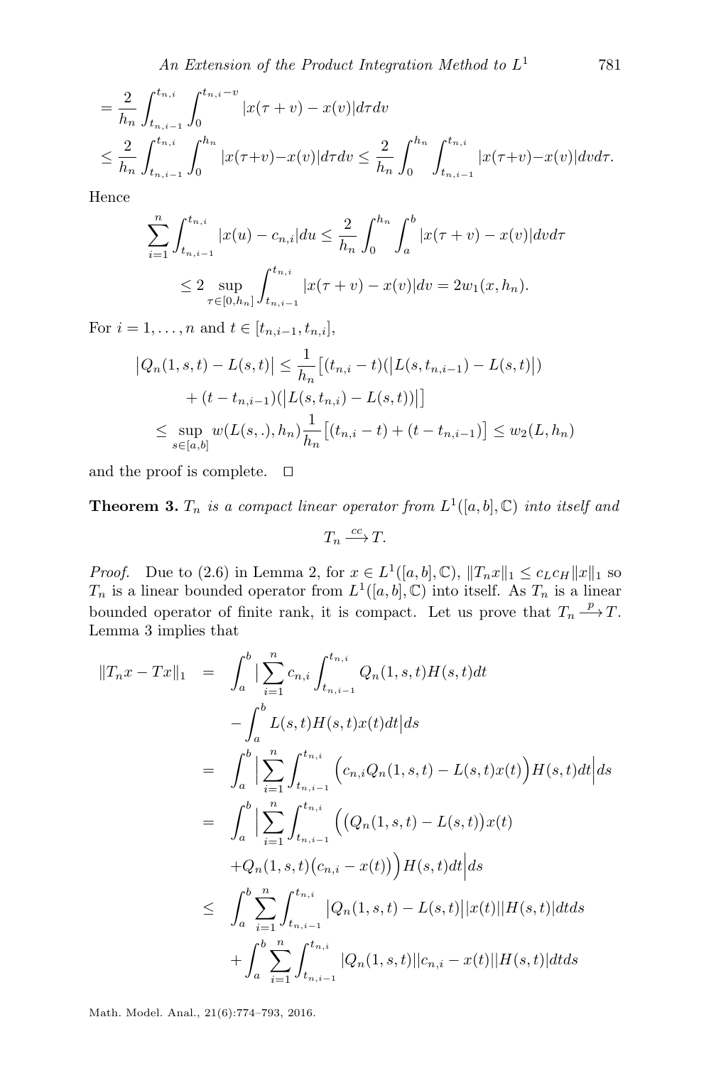$$= \frac{2}{h_n} \int_{t_{n,i-1}}^{t_{n,i}} \int_0^{t_{n,i}-v} |x(\tau+v) - x(v)| d\tau dv$$

$$\leq \frac{2}{h_n} \int_{t_{n,i-1}}^{t_{n,i}} \int_0^{h_n} |x(\tau+v) - x(v)| d\tau dv \leq \frac{2}{h_n} \int_0^{h_n} \int_{t_{n,i-1}}^{t_{n,i}} |x(\tau+v) - x(v)| dv d\tau.$$

Hence

$$\sum_{i=1}^{n} \int_{t_{n,i-1}}^{t_{n,i}} |x(u) - c_{n,i}| du \leq \frac{2}{h_n} \int_0^{h_n} \int_a^b |x(\tau+v) - x(v)| dv d\tau$$

$$\leq 2 \sup_{\tau \in [0,h_n]} \int_{t_{n,i-1}}^{t_{n,i}} |x(\tau+v) - x(v)| dv = 2 w_1(x, h_n).$$

For $i = 1, \ldots, n$ and $t \in [t_{n,i-1}, t_{n,i}]$,

$$\begin{aligned}
\big|Q_n(1,s,t) - L(s,t)\big| &\leq \frac{1}{h_n}\big[(t_{n,i} - t)(\big|L(s, t_{n,i-1}) - L(s,t)\big|) \\
&\quad + (t - t_{n,i-1})(\big|L(s, t_{n,i}) - L(s,t)\big)\big|\big] \\
&\leq \sup_{s \in [a,b]} w(L(s,.), h_n) \frac{1}{h_n}\big[(t_{n,i} - t) + (t - t_{n,i-1})\big] \leq w_2(L, h_n)
\end{aligned}$$

and the proof is complete. $\square$

**Theorem 3.** *$T_n$ is a compact linear operator from $L^1([a,b], \mathbb{C})$ into itself and*

$$T_n \xrightarrow{cc} T.$$

*Proof.* Due to (2.6) in Lemma 2, for $x \in L^1([a,b], \mathbb{C})$, $\|T_n x\|_1 \leq c_L c_H \|x\|_1$ so $T_n$ is a linear bounded operator from $L^1([a,b], \mathbb{C})$ into itself. As $T_n$ is a linear bounded operator of finite rank, it is compact. Let us prove that $T_n \xrightarrow{p} T$. Lemma 3 implies that

$$\begin{aligned}
\|T_n x - Tx\|_1 &= \int_a^b \big| \sum_{i=1}^{n} c_{n,i} \int_{t_{n,i-1}}^{t_{n,i}} Q_n(1,s,t) H(s,t) dt \\
&\quad - \int_a^b L(s,t) H(s,t) x(t) dt \Big| ds \\
&= \int_a^b \Big| \sum_{i=1}^{n} \int_{t_{n,i-1}}^{t_{n,i}} \Big( c_{n,i} Q_n(1,s,t) - L(s,t) x(t) \Big) H(s,t) dt \Big| ds \\
&= \int_a^b \Big| \sum_{i=1}^{n} \int_{t_{n,i-1}}^{t_{n,i}} \Big( \big(Q_n(1,s,t) - L(s,t)\big) x(t) \\
&\quad + Q_n(1,s,t)\big(c_{n,i} - x(t)\big)\Big) H(s,t) dt \Big| ds \\
&\leq \int_a^b \sum_{i=1}^{n} \int_{t_{n,i-1}}^{t_{n,i}} \big|Q_n(1,s,t) - L(s,t)\big| |x(t)| |H(s,t)| dt ds \\
&\quad + \int_a^b \sum_{i=1}^{n} \int_{t_{n,i-1}}^{t_{n,i}} |Q_n(1,s,t)| |c_{n,i} - x(t)| |H(s,t)| dt ds
\end{aligned}$$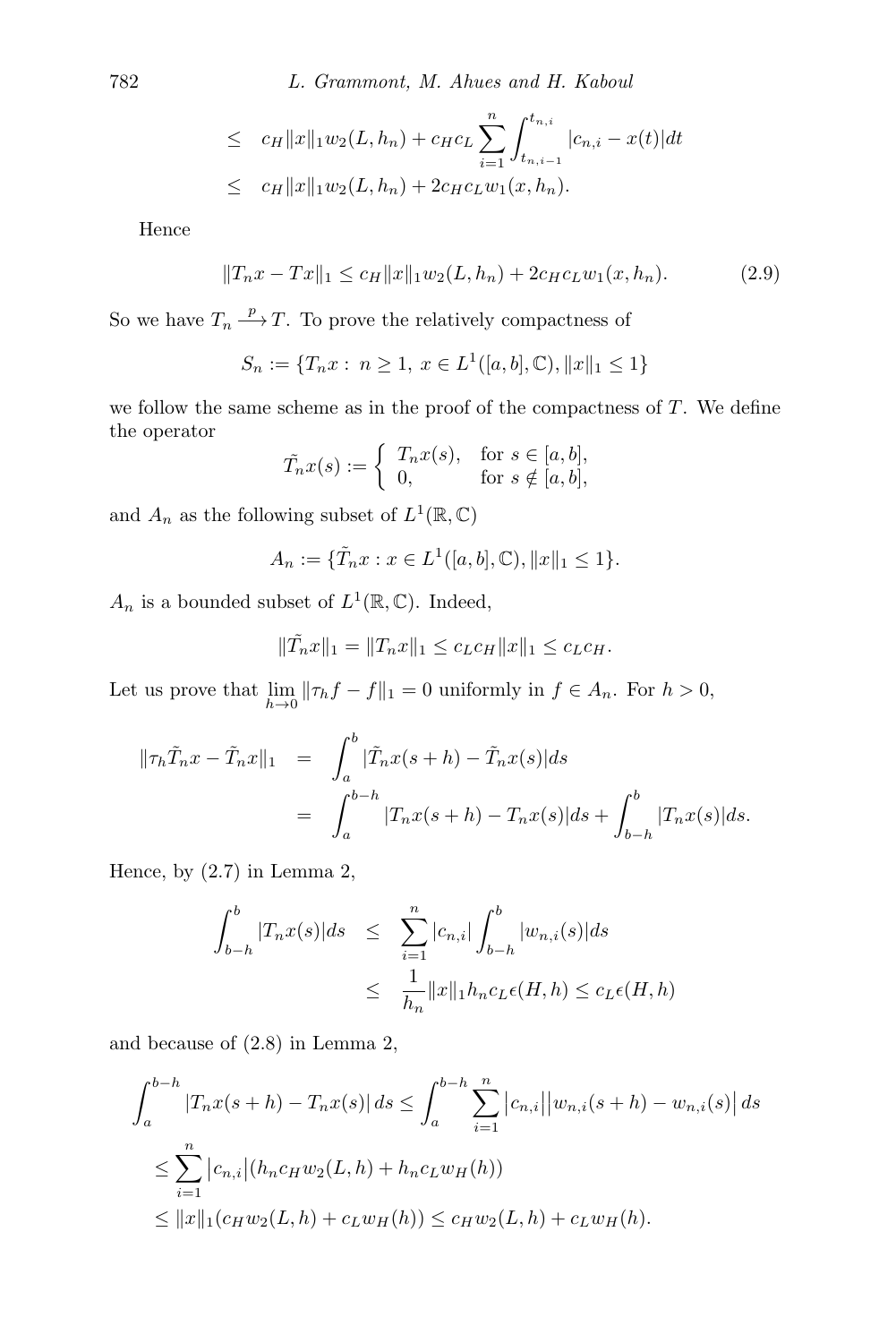$$
\begin{aligned}
&\leq \quad c_H\|x\|_1 w_2(L,h_n) + c_H c_L \sum_{i=1}^{n} \int_{t_{n,i-1}}^{t_{n,i}} |c_{n,i} - x(t)|dt \\
&\leq \quad c_H\|x\|_1 w_2(L,h_n) + 2c_H c_L w_1(x,h_n).
\end{aligned}
$$

Hence

$$
\|T_n x - Tx\|_1 \leq c_H\|x\|_1 w_2(L,h_n) + 2c_H c_L w_1(x,h_n). \tag{2.9}
$$

So we have $T_n \xrightarrow{p} T$. To prove the relatively compactness of

$$
S_n := \{T_n x :\ n \geq 1,\ x \in L^1([a,b],\mathbb{C}), \|x\|_1 \leq 1\}
$$

we follow the same scheme as in the proof of the compactness of $T$. We define the operator

$$
\tilde{T_n}x(s) := \begin{cases} T_n x(s), & \text{for } s \in [a,b], \\ 0, & \text{for } s \notin [a,b], \end{cases}
$$

and $A_n$ as the following subset of $L^1(\mathbb{R},\mathbb{C})$

$$
A_n := \{\tilde{T_n}x : x \in L^1([a,b],\mathbb{C}), \|x\|_1 \leq 1\}.
$$

$A_n$ is a bounded subset of $L^1(\mathbb{R},\mathbb{C})$. Indeed,

$$
\|\tilde{T_n}x\|_1 = \|T_n x\|_1 \leq c_L c_H \|x\|_1 \leq c_L c_H.
$$

Let us prove that $\lim_{h\to 0} \|\tau_h f - f\|_1 = 0$ uniformly in $f \in A_n$. For $h > 0$,

$$
\begin{aligned}
\|\tau_h \tilde{T_n}x - \tilde{T_n}x\|_1 &= \int_a^b |\tilde{T_n}x(s+h) - \tilde{T_n}x(s)|ds \\
&= \int_a^{b-h} |T_n x(s+h) - T_n x(s)|ds + \int_{b-h}^{b} |T_n x(s)|ds.
\end{aligned}
$$

Hence, by (2.7) in Lemma 2,

$$
\begin{aligned}
\int_{b-h}^{b} |T_n x(s)|ds &\leq \sum_{i=1}^{n} |c_{n,i}| \int_{b-h}^{b} |w_{n,i}(s)|ds \\
&\leq \frac{1}{h_n}\|x\|_1 h_n c_L \epsilon(H,h) \leq c_L \epsilon(H,h)
\end{aligned}
$$

and because of (2.8) in Lemma 2,

$$
\begin{aligned}
&\int_a^{b-h} |T_n x(s+h) - T_n x(s)|\, ds \leq \int_a^{b-h} \sum_{i=1}^{n} \big|c_{n,i}\big|\big|w_{n,i}(s+h) - w_{n,i}(s)\big|\, ds \\
&\leq \sum_{i=1}^{n} \big|c_{n,i}\big|(h_n c_H w_2(L,h) + h_n c_L w_H(h)) \\
&\leq \|x\|_1 (c_H w_2(L,h) + c_L w_H(h)) \leq c_H w_2(L,h) + c_L w_H(h).
\end{aligned}
$$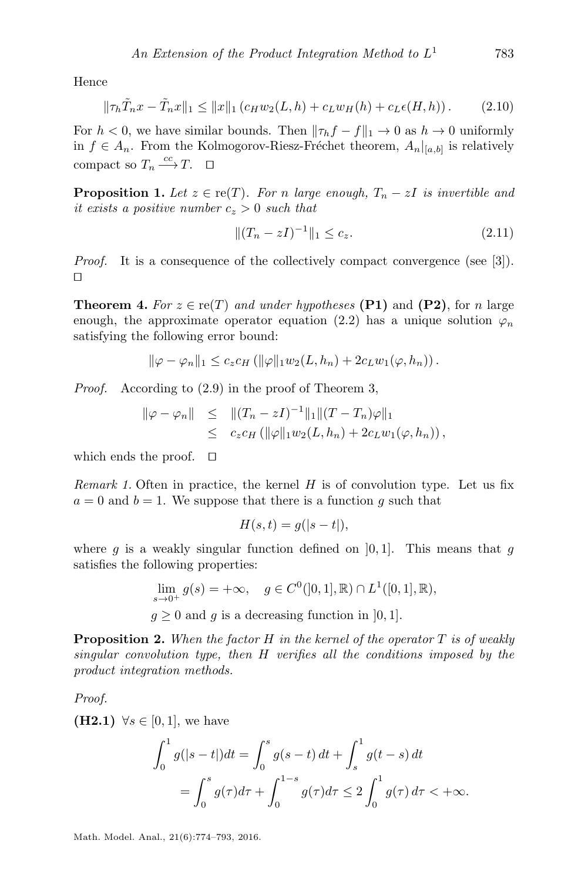Hence

$$\|\tau_h \tilde{T}_n x - \tilde{T}_n x\|_1 \leq \|x\|_1 \left( c_H w_2(L,h) + c_L w_H(h) + c_L \epsilon(H,h) \right). \tag{2.10}$$

For $h < 0$, we have similar bounds. Then $\|\tau_h f - f\|_1 \to 0$ as $h \to 0$ uniformly in $f \in A_n$. From the Kolmogorov-Riesz-Fréchet theorem, $A_n|_{[a,b]}$ is relatively compact so $T_n \xrightarrow{cc} T$. $\square$

**Proposition 1.** *Let $z \in \mathrm{re}(T)$. For $n$ large enough, $T_n - zI$ is invertible and it exists a positive number $c_z > 0$ such that*

$$\|(T_n - zI)^{-1}\|_1 \leq c_z. \tag{2.11}$$

*Proof.* It is a consequence of the collectively compact convergence (see [3]). $\square$

**Theorem 4.** *For $z \in \mathrm{re}(T)$ and under hypotheses* **(P1)** and **(P2)**, for $n$ large enough, the approximate operator equation (2.2) has a unique solution $\varphi_n$ satisfying the following error bound:

$$\|\varphi - \varphi_n\|_1 \leq c_z c_H \left( \|\varphi\|_1 w_2(L,h_n) + 2c_L w_1(\varphi, h_n) \right).$$

*Proof.* According to (2.9) in the proof of Theorem 3,

$$\begin{aligned} \|\varphi - \varphi_n\| &\leq \|(T_n - zI)^{-1}\|_1 \|(T - T_n)\varphi\|_1 \\ &\leq c_z c_H \left( \|\varphi\|_1 w_2(L,h_n) + 2c_L w_1(\varphi, h_n) \right), \end{aligned}$$

which ends the proof. $\square$

*Remark 1.* Often in practice, the kernel $H$ is of convolution type. Let us fix $a = 0$ and $b = 1$. We suppose that there is a function $g$ such that

$$H(s,t) = g(|s-t|),$$

where $g$ is a weakly singular function defined on $]0,1]$. This means that $g$ satisfies the following properties:

$$\lim_{s \to 0^+} g(s) = +\infty, \quad g \in C^0(]0,1],\mathbb{R}) \cap L^1([0,1],\mathbb{R}),$$
$$g \geq 0 \text{ and } g \text{ is a decreasing function in } ]0,1].$$

**Proposition 2.** *When the factor $H$ in the kernel of the operator $T$ is of weakly singular convolution type, then $H$ verifies all the conditions imposed by the product integration methods.*

*Proof.*

**(H2.1)** $\forall s \in [0,1]$, we have

$$\begin{aligned} \int_0^1 g(|s-t|)dt &= \int_0^s g(s-t)\,dt + \int_s^1 g(t-s)\,dt \\ &= \int_0^s g(\tau)d\tau + \int_0^{1-s} g(\tau)d\tau \leq 2\int_0^1 g(\tau)\,d\tau < +\infty. \end{aligned}$$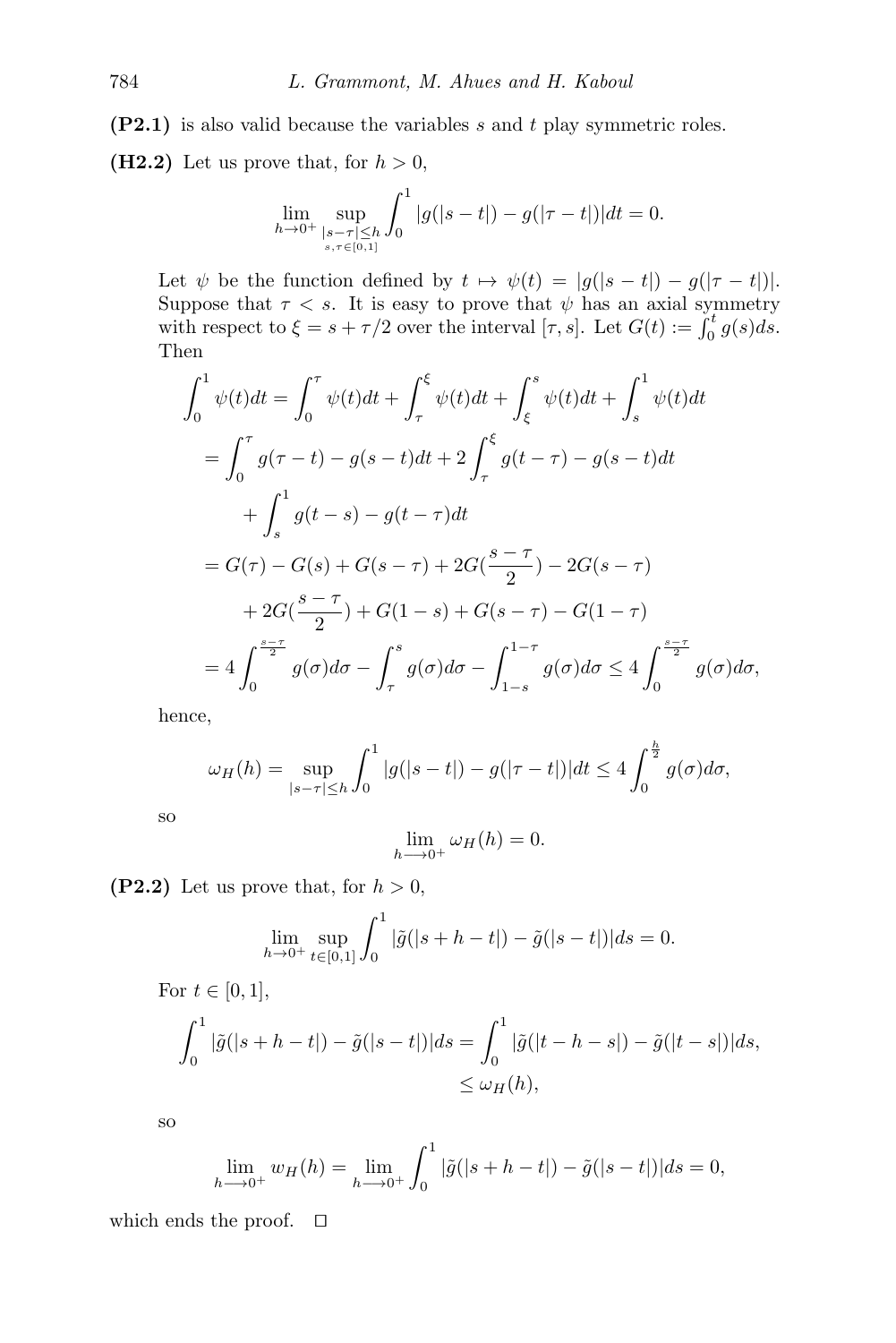**(P2.1)** is also valid because the variables $s$ and $t$ play symmetric roles.

**(H2.2)** Let us prove that, for $h > 0$,

$$\lim_{h \to 0^+} \sup_{\substack{|s-\tau| \le h \\ s,\tau \in [0,1]}} \int_0^1 |g(|s-t|) - g(|\tau - t|)| dt = 0.$$

Let $\psi$ be the function defined by $t \mapsto \psi(t) = |g(|s-t|) - g(|\tau - t|)|$. Suppose that $\tau < s$. It is easy to prove that $\psi$ has an axial symmetry with respect to $\xi = s + \tau/2$ over the interval $[\tau, s]$. Let $G(t) := \int_0^t g(s)ds$. Then

$$\begin{aligned}
\int_0^1 \psi(t)dt &= \int_0^\tau \psi(t)dt + \int_\tau^\xi \psi(t)dt + \int_\xi^s \psi(t)dt + \int_s^1 \psi(t)dt \\
&= \int_0^\tau g(\tau - t) - g(s-t)dt + 2\int_\tau^\xi g(t-\tau) - g(s-t)dt \\
&\quad + \int_s^1 g(t-s) - g(t-\tau)dt \\
&= G(\tau) - G(s) + G(s-\tau) + 2G(\frac{s-\tau}{2}) - 2G(s-\tau) \\
&\quad + 2G(\frac{s-\tau}{2}) + G(1-s) + G(s-\tau) - G(1-\tau) \\
&= 4\int_0^{\frac{s-\tau}{2}} g(\sigma)d\sigma - \int_\tau^s g(\sigma)d\sigma - \int_{1-s}^{1-\tau} g(\sigma)d\sigma \le 4\int_0^{\frac{s-\tau}{2}} g(\sigma)d\sigma,
\end{aligned}$$

hence,

$$\omega_H(h) = \sup_{|s-\tau| \le h} \int_0^1 |g(|s-t|) - g(|\tau - t|)|dt \le 4\int_0^{\frac{h}{2}} g(\sigma)d\sigma,$$

so

$$\lim_{h \longrightarrow 0^+} \omega_H(h) = 0.$$

**(P2.2)** Let us prove that, for $h > 0$,

$$\lim_{h \to 0^+} \sup_{t \in [0,1]} \int_0^1 |\tilde{g}(|s+h-t|) - \tilde{g}(|s-t|)|ds = 0.$$

For $t \in [0,1]$,

$$\begin{aligned}
\int_0^1 |\tilde{g}(|s+h-t|) - \tilde{g}(|s-t|)|ds &= \int_0^1 |\tilde{g}(|t-h-s|) - \tilde{g}(|t-s|)|ds, \\
&\le \omega_H(h),
\end{aligned}$$

so

$$\lim_{h \longrightarrow 0^+} w_H(h) = \lim_{h \longrightarrow 0^+} \int_0^1 |\tilde{g}(|s+h-t|) - \tilde{g}(|s-t|)|ds = 0,$$

which ends the proof. $\square$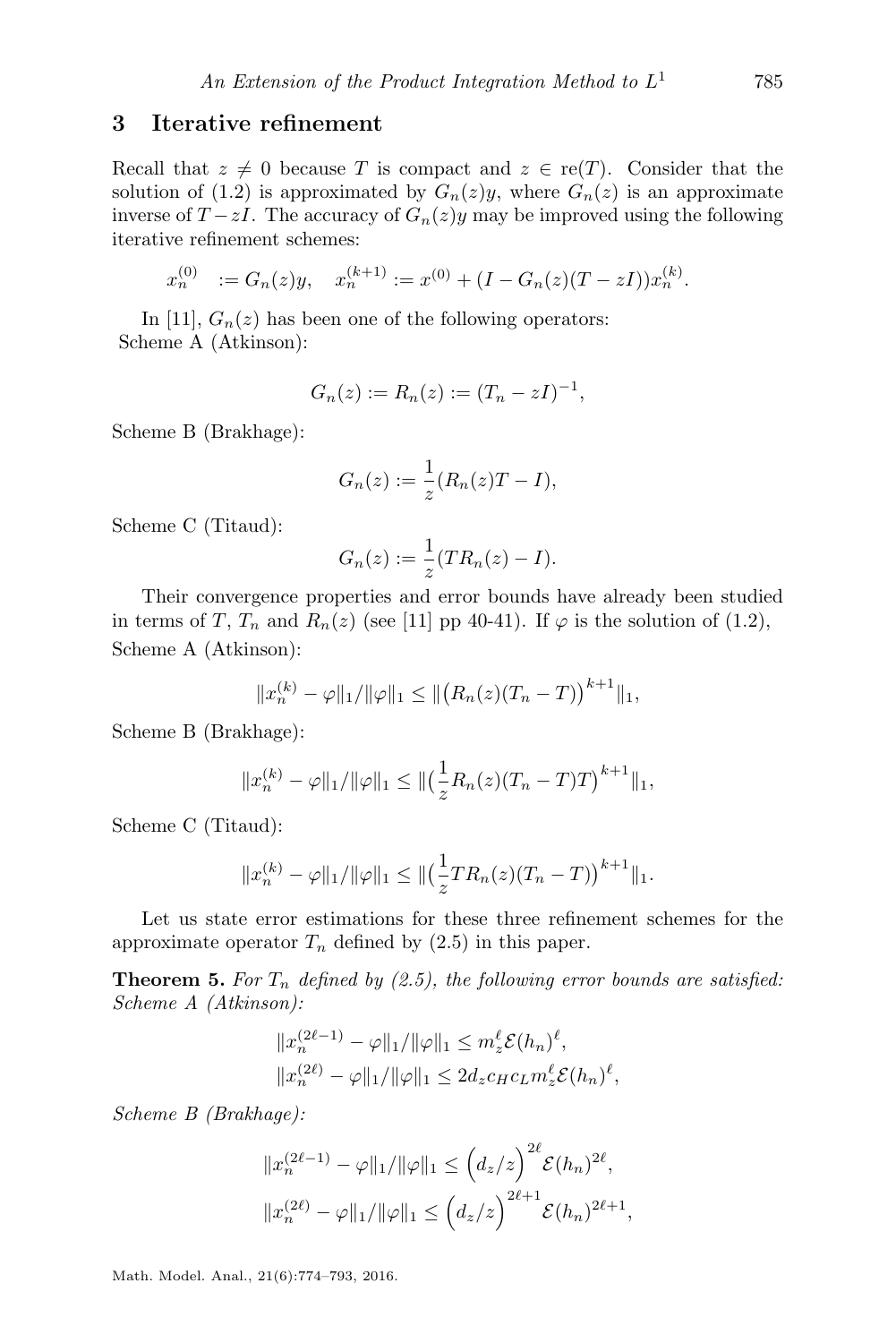## 3 Iterative refinement

Recall that $z \neq 0$ because $T$ is compact and $z \in \mathrm{re}(T)$. Consider that the solution of (1.2) is approximated by $G_n(z)y$, where $G_n(z)$ is an approximate inverse of $T - zI$. The accuracy of $G_n(z)y$ may be improved using the following iterative refinement schemes:

$$x_n^{(0)} \;:= G_n(z)y, \quad x_n^{(k+1)} := x^{(0)} + (I - G_n(z)(T - zI))x_n^{(k)}.$$

In [11], $G_n(z)$ has been one of the following operators:
Scheme A (Atkinson):

$$G_n(z) := R_n(z) := (T_n - zI)^{-1},$$

Scheme B (Brakhage):

$$G_n(z) := \frac{1}{z}(R_n(z)T - I),$$

Scheme C (Titaud):

$$G_n(z) := \frac{1}{z}(TR_n(z) - I).$$

Their convergence properties and error bounds have already been studied in terms of $T$, $T_n$ and $R_n(z)$ (see [11] pp 40-41). If $\varphi$ is the solution of (1.2),
Scheme A (Atkinson):

$$\|x_n^{(k)} - \varphi\|_1 / \|\varphi\|_1 \leq \|\big(R_n(z)(T_n - T)\big)^{k+1}\|_1,$$

Scheme B (Brakhage):

$$\|x_n^{(k)} - \varphi\|_1 / \|\varphi\|_1 \leq \|\big(\frac{1}{z}R_n(z)(T_n - T)T\big)^{k+1}\|_1,$$

Scheme C (Titaud):

$$\|x_n^{(k)} - \varphi\|_1 / \|\varphi\|_1 \leq \|\big(\frac{1}{z}TR_n(z)(T_n - T)\big)^{k+1}\|_1.$$

Let us state error estimations for these three refinement schemes for the approximate operator $T_n$ defined by (2.5) in this paper.

**Theorem 5.** *For $T_n$ defined by (2.5), the following error bounds are satisfied:*
*Scheme A (Atkinson):*

$$\|x_n^{(2\ell-1)} - \varphi\|_1 / \|\varphi\|_1 \leq m_z^\ell \mathcal{E}(h_n)^\ell,$$
$$\|x_n^{(2\ell)} - \varphi\|_1 / \|\varphi\|_1 \leq 2d_z c_H c_L m_z^\ell \mathcal{E}(h_n)^\ell,$$

*Scheme B (Brakhage):*

$$\|x_n^{(2\ell-1)} - \varphi\|_1 / \|\varphi\|_1 \leq \Big(d_z/z\Big)^{2\ell} \mathcal{E}(h_n)^{2\ell},$$
$$\|x_n^{(2\ell)} - \varphi\|_1 / \|\varphi\|_1 \leq \Big(d_z/z\Big)^{2\ell+1} \mathcal{E}(h_n)^{2\ell+1},$$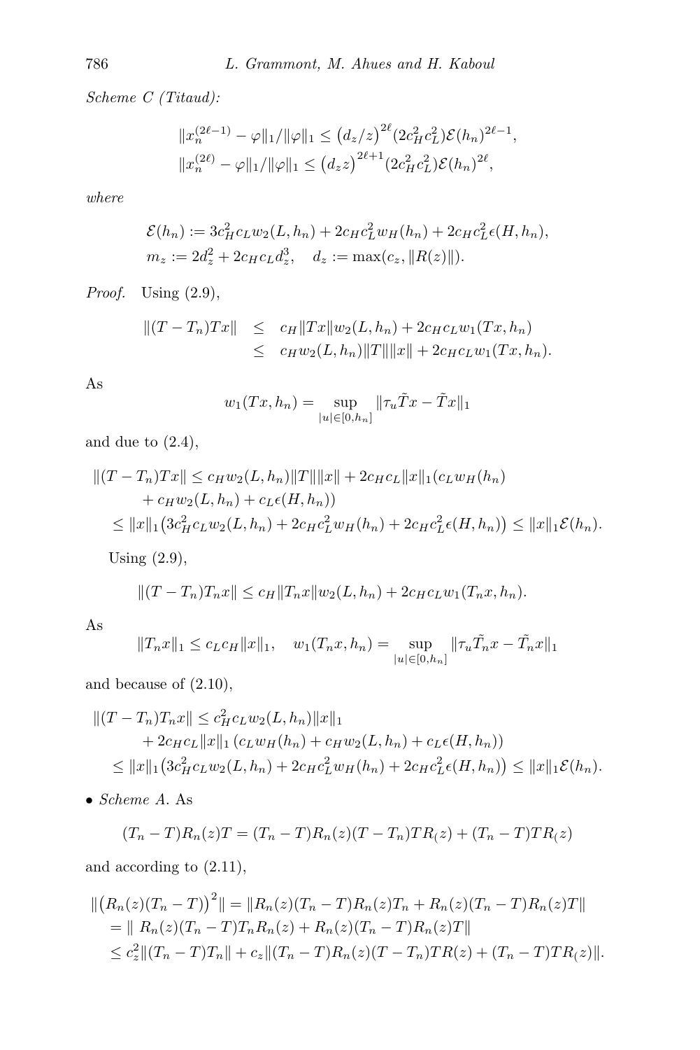*Scheme C (Titaud):*

$$
\begin{aligned}
\|x_n^{(2\ell-1)} - \varphi\|_1/\|\varphi\|_1 &\le \big(d_z/z\big)^{2\ell}(2c_H^2c_L^2)\mathcal{E}(h_n)^{2\ell-1},\\
\|x_n^{(2\ell)} - \varphi\|_1/\|\varphi\|_1 &\le \big(d_z z\big)^{2\ell+1}(2c_H^2c_L^2)\mathcal{E}(h_n)^{2\ell},
\end{aligned}
$$

*where*

$$
\begin{aligned}
&\mathcal{E}(h_n) := 3c_H^2c_Lw_2(L,h_n) + 2c_Hc_L^2w_H(h_n) + 2c_Hc_L^2\epsilon(H,h_n),\\
&m_z := 2d_z^2 + 2c_Hc_Ld_z^3, \quad d_z := \max(c_z, \|R(z)\|).
\end{aligned}
$$

*Proof.* Using (2.9),

$$
\begin{aligned}
\|(T-T_n)Tx\| &\le c_H\|Tx\|w_2(L,h_n) + 2c_Hc_Lw_1(Tx,h_n)\\
&\le c_Hw_2(L,h_n)\|T\|\|x\| + 2c_Hc_Lw_1(Tx,h_n).
\end{aligned}
$$

As

$$
w_1(Tx,h_n) = \sup_{|u|\in[0,h_n]} \|\tau_u\tilde{T}x - \tilde{T}x\|_1
$$

and due to (2.4),

$$
\begin{aligned}
\|(T-T_n)Tx\| &\le c_Hw_2(L,h_n)\|T\|\|x\| + 2c_Hc_L\|x\|_1(c_Lw_H(h_n)\\
&\quad + c_Hw_2(L,h_n) + c_L\epsilon(H,h_n))\\
&\le \|x\|_1\big(3c_H^2c_Lw_2(L,h_n) + 2c_Hc_L^2w_H(h_n) + 2c_Hc_L^2\epsilon(H,h_n)\big) \le \|x\|_1\mathcal{E}(h_n).
\end{aligned}
$$

Using (2.9),

$$
\|(T-T_n)T_nx\| \le c_H\|T_nx\|w_2(L,h_n) + 2c_Hc_Lw_1(T_nx,h_n).
$$

As

$$
\|T_nx\|_1 \le c_Lc_H\|x\|_1, \quad w_1(T_nx,h_n) = \sup_{|u|\in[0,h_n]} \|\tau_u\tilde{T_n}x - \tilde{T}_nx\|_1
$$

and because of (2.10),

$$
\begin{aligned}
\|(T-T_n)T_nx\| &\le c_H^2c_Lw_2(L,h_n)\|x\|_1\\
&\quad + 2c_Hc_L\|x\|_1\left(c_Lw_H(h_n) + c_Hw_2(L,h_n) + c_L\epsilon(H,h_n)\right)\\
&\le \|x\|_1\big(3c_H^2c_Lw_2(L,h_n) + 2c_Hc_L^2w_H(h_n) + 2c_Hc_L^2\epsilon(H,h_n)\big) \le \|x\|_1\mathcal{E}(h_n).
\end{aligned}
$$

- *Scheme A.* As

$$
(T_n - T)R_n(z)T = (T_n-T)R_n(z)(T-T_n)TR_(z) + (T_n-T)TR_(z)
$$

and according to (2.11),

$$
\begin{aligned}
\|\big(R_n(z)(T_n-T)\big)^2\| &= \|R_n(z)(T_n-T)R_n(z)T_n + R_n(z)(T_n-T)R_n(z)T\|\\
&= \|\ R_n(z)(T_n-T)T_nR_n(z) + R_n(z)(T_n-T)R_n(z)T\|\\
&\le c_z^2\|(T_n-T)T_n\| + c_z\|(T_n-T)R_n(z)(T-T_n)TR(z) + (T_n-T)TR_(z)\|.
\end{aligned}
$$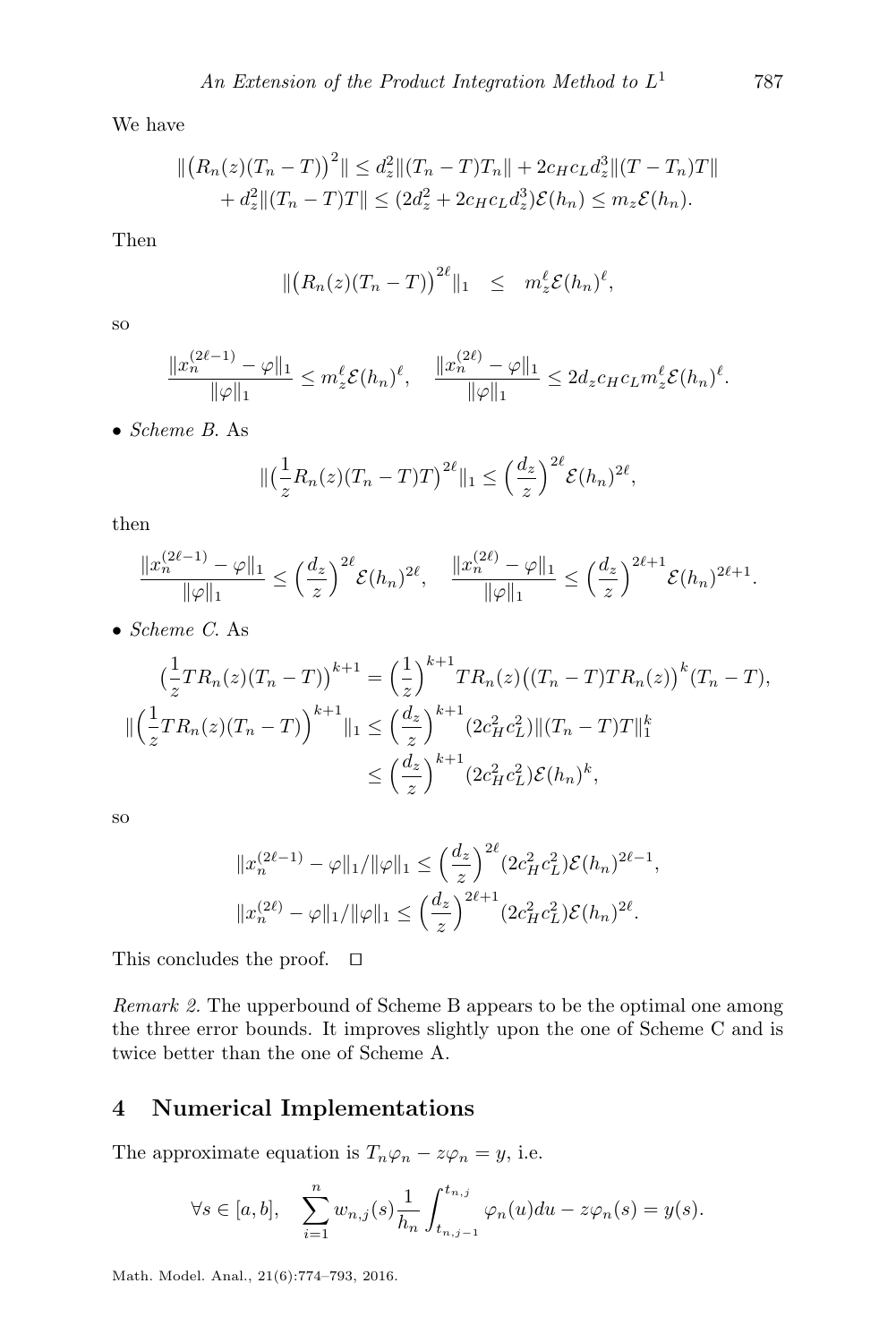We have

$$\|\big(R_n(z)(T_n - T)\big)^2\| \leq d_z^2\|(T_n - T)T_n\| + 2c_H c_L d_z^3\|(T - T_n)T\|$$
$$+ d_z^2\|(T_n - T)T\| \leq (2d_z^2 + 2c_H c_L d_z^3)\mathcal{E}(h_n) \leq m_z\mathcal{E}(h_n).$$

Then

$$\|\big(R_n(z)(T_n - T)\big)^{2\ell}\|_1 \quad \leq \quad m_z^\ell \mathcal{E}(h_n)^\ell,$$

so

$$\frac{\|x_n^{(2\ell-1)} - \varphi\|_1}{\|\varphi\|_1} \leq m_z^\ell \mathcal{E}(h_n)^\ell, \quad \frac{\|x_n^{(2\ell)} - \varphi\|_1}{\|\varphi\|_1} \leq 2d_z c_H c_L m_z^\ell \mathcal{E}(h_n)^\ell.$$

- *Scheme B.* As

$$\|\big(\frac{1}{z}R_n(z)(T_n - T)T\big)^{2\ell}\|_1 \leq \Big(\frac{d_z}{z}\Big)^{2\ell}\mathcal{E}(h_n)^{2\ell},$$

then

$$\frac{\|x_n^{(2\ell-1)} - \varphi\|_1}{\|\varphi\|_1} \leq \Big(\frac{d_z}{z}\Big)^{2\ell}\mathcal{E}(h_n)^{2\ell}, \quad \frac{\|x_n^{(2\ell)} - \varphi\|_1}{\|\varphi\|_1} \leq \Big(\frac{d_z}{z}\Big)^{2\ell+1}\mathcal{E}(h_n)^{2\ell+1}.$$

- *Scheme C.* As

$$\big(\frac{1}{z}TR_n(z)(T_n - T)\big)^{k+1} = \Big(\frac{1}{z}\Big)^{k+1}TR_n(z)\big((T_n - T)TR_n(z)\big)^k(T_n - T),$$

$$\|\Big(\frac{1}{z}TR_n(z)(T_n - T)\Big)^{k+1}\|_1 \leq \Big(\frac{d_z}{z}\Big)^{k+1}(2c_H^2 c_L^2)\|(T_n - T)T\|_1^k$$
$$\leq \Big(\frac{d_z}{z}\Big)^{k+1}(2c_H^2 c_L^2)\mathcal{E}(h_n)^k,$$

so

$$\|x_n^{(2\ell-1)} - \varphi\|_1/\|\varphi\|_1 \leq \Big(\frac{d_z}{z}\Big)^{2\ell}(2c_H^2 c_L^2)\mathcal{E}(h_n)^{2\ell-1},$$
$$\|x_n^{(2\ell)} - \varphi\|_1/\|\varphi\|_1 \leq \Big(\frac{d_z}{z}\Big)^{2\ell+1}(2c_H^2 c_L^2)\mathcal{E}(h_n)^{2\ell}.$$

This concludes the proof. □

*Remark 2.* The upperbound of Scheme B appears to be the optimal one among the three error bounds. It improves slightly upon the one of Scheme C and is twice better than the one of Scheme A.

## 4 Numerical Implementations

The approximate equation is $T_n\varphi_n - z\varphi_n = y$, i.e.

$$\forall s \in [a, b], \quad \sum_{i=1}^{n} w_{n,j}(s)\frac{1}{h_n}\int_{t_{n,j-1}}^{t_{n,j}} \varphi_n(u)du - z\varphi_n(s) = y(s).$$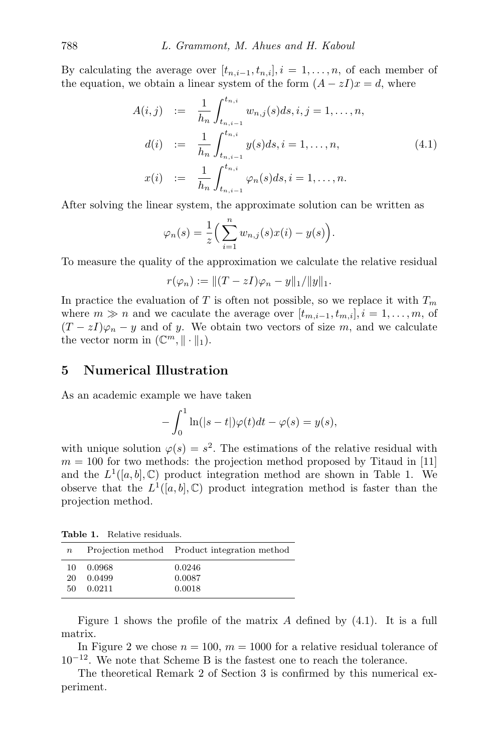By calculating the average over $[t_{n,i-1}, t_{n,i}], i = 1, \dots, n$, of each member of the equation, we obtain a linear system of the form $(A - zI)x = d$, where

$$
\begin{aligned}
A(i,j) &:= \frac{1}{h_n} \int_{t_{n,i-1}}^{t_{n,i}} w_{n,j}(s)ds, i, j = 1, \dots, n, \\
d(i) &:= \frac{1}{h_n} \int_{t_{n,i-1}}^{t_{n,i}} y(s)ds, i = 1, \dots, n, \\
x(i) &:= \frac{1}{h_n} \int_{t_{n,i-1}}^{t_{n,i}} \varphi_n(s)ds, i = 1, \dots, n.
\end{aligned} \tag{4.1}
$$

After solving the linear system, the approximate solution can be written as

$$
\varphi_n(s) = \frac{1}{z} \Big( \sum_{i=1}^{n} w_{n,j}(s)x(i) - y(s) \Big).
$$

To measure the quality of the approximation we calculate the relative residual

$$
r(\varphi_n) := \|(T - zI)\varphi_n - y\|_1 / \|y\|_1.
$$

In practice the evaluation of $T$ is often not possible, so we replace it with $T_m$ where $m \gg n$ and we caculate the average over $[t_{m,i-1}, t_{m,i}], i = 1, \dots, m$, of $(T - zI)\varphi_n - y$ and of $y$. We obtain two vectors of size $m$, and we calculate the vector norm in $(\mathbb{C}^m, \|\cdot\|_1)$.

## 5 Numerical Illustration

As an academic example we have taken

$$
-\int_0^1 \ln(|s - t|)\varphi(t)dt - \varphi(s) = y(s),
$$

with unique solution $\varphi(s) = s^2$. The estimations of the relative residual with $m = 100$ for two methods: the projection method proposed by Titaud in [11] and the $L^1([a,b], \mathbb{C})$ product integration method are shown in Table 1. We observe that the $L^1([a,b], \mathbb{C})$ product integration method is faster than the projection method.

**Table 1.** Relative residuals.

| $n$ | Projection method | Product integration method |
|---|---|---|
| 10 | 0.0968 | 0.0246 |
| 20 | 0.0499 | 0.0087 |
| 50 | 0.0211 | 0.0018 |

Figure 1 shows the profile of the matrix $A$ defined by (4.1). It is a full matrix.

In Figure 2 we chose $n = 100$, $m = 1000$ for a relative residual tolerance of $10^{-12}$. We note that Scheme B is the fastest one to reach the tolerance.

The theoretical Remark 2 of Section 3 is confirmed by this numerical experiment.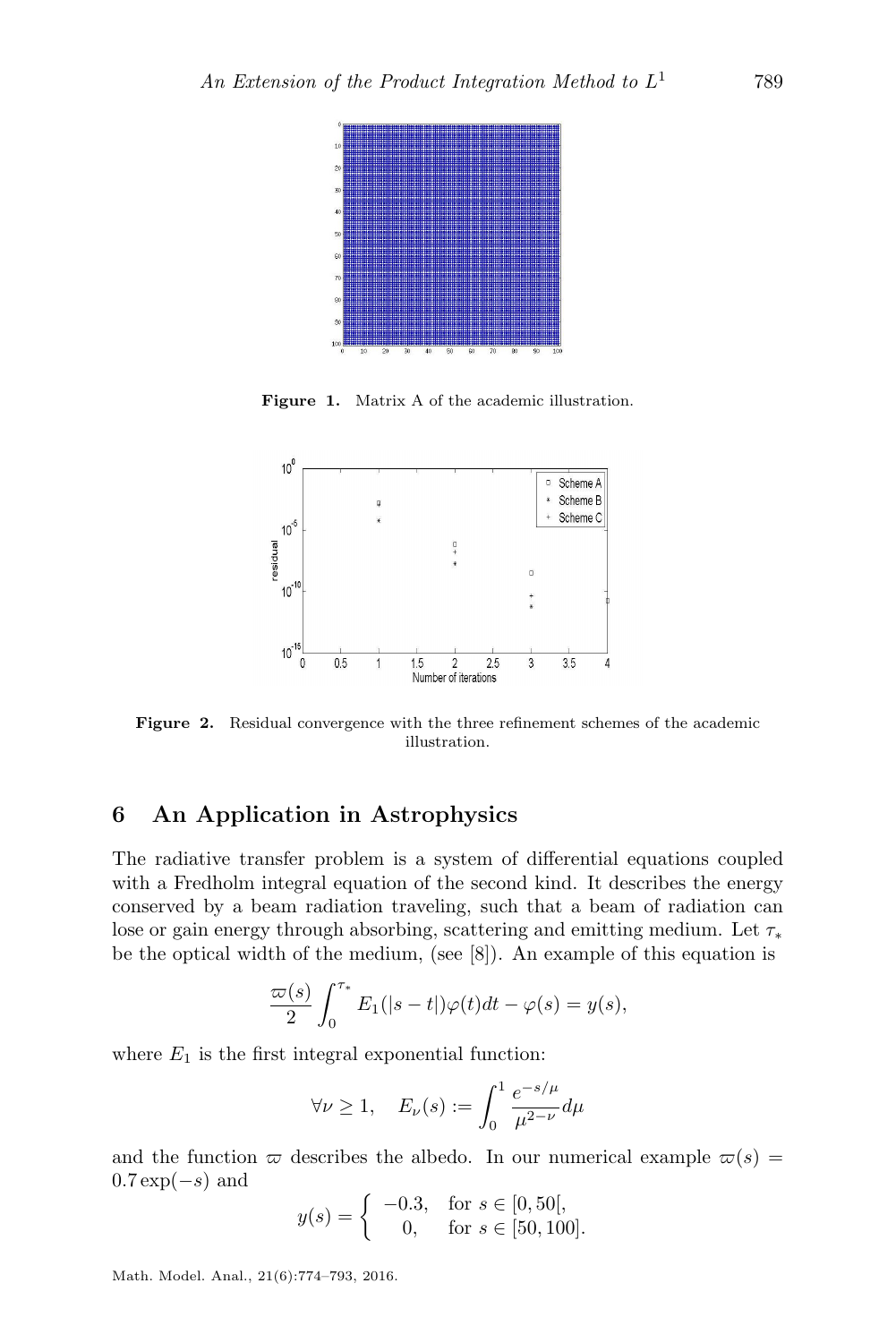**Figure 1.** Matrix A of the academic illustration.

**Figure 2.** Residual convergence with the three refinement schemes of the academic illustration.

## 6 An Application in Astrophysics

The radiative transfer problem is a system of differential equations coupled with a Fredholm integral equation of the second kind. It describes the energy conserved by a beam radiation traveling, such that a beam of radiation can lose or gain energy through absorbing, scattering and emitting medium. Let $\tau_*$ be the optical width of the medium, (see [8]). An example of this equation is

$$\frac{\varpi(s)}{2} \int_0^{\tau_*} E_1(|s-t|)\varphi(t)dt - \varphi(s) = y(s),$$

where $E_1$ is the first integral exponential function:

$$\forall \nu \geq 1, \quad E_\nu(s) := \int_0^1 \frac{e^{-s/\mu}}{\mu^{2-\nu}} d\mu$$

and the function $\varpi$ describes the albedo. In our numerical example $\varpi(s) = 0.7\exp(-s)$ and

$$y(s) = \begin{cases} -0.3, & \text{for } s \in [0, 50[, \\ 0, & \text{for } s \in [50, 100]. \end{cases}$$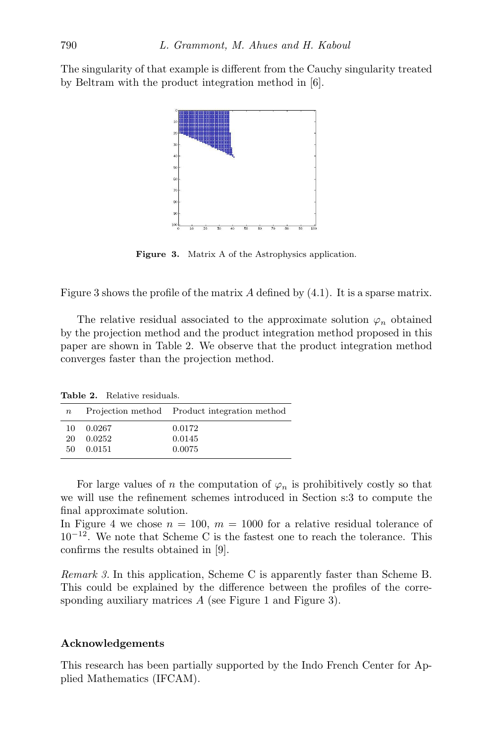The singularity of that example is different from the Cauchy singularity treated by Beltram with the product integration method in [6].

**Figure 3.** Matrix A of the Astrophysics application.

Figure 3 shows the profile of the matrix $A$ defined by (4.1). It is a sparse matrix.

The relative residual associated to the approximate solution $\varphi_n$ obtained by the projection method and the product integration method proposed in this paper are shown in Table 2. We observe that the product integration method converges faster than the projection method.

**Table 2.** Relative residuals.

| $n$ | Projection method | Product integration method |
|---|---|---|
| 10 | 0.0267 | 0.0172 |
| 20 | 0.0252 | 0.0145 |
| 50 | 0.0151 | 0.0075 |

For large values of $n$ the computation of $\varphi_n$ is prohibitively costly so that we will use the refinement schemes introduced in Section s:3 to compute the final approximate solution.
In Figure 4 we chose $n = 100$, $m = 1000$ for a relative residual tolerance of $10^{-12}$. We note that Scheme C is the fastest one to reach the tolerance. This confirms the results obtained in [9].

*Remark 3.* In this application, Scheme C is apparently faster than Scheme B. This could be explained by the difference between the profiles of the corresponding auxiliary matrices $A$ (see Figure 1 and Figure 3).

## Acknowledgements

This research has been partially supported by the Indo French Center for Applied Mathematics (IFCAM).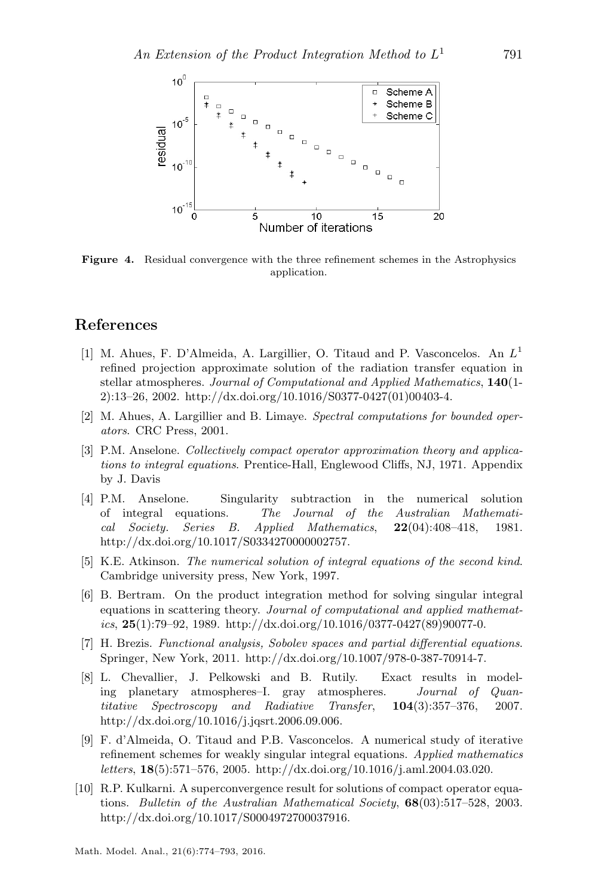**Figure 4.** Residual convergence with the three refinement schemes in the Astrophysics application.

## References

[1] M. Ahues, F. D'Almeida, A. Largillier, O. Titaud and P. Vasconcelos. An $L^1$ refined projection approximate solution of the radiation transfer equation in stellar atmospheres. *Journal of Computational and Applied Mathematics*, **140**(1-2):13–26, 2002. http://dx.doi.org/10.1016/S0377-0427(01)00403-4.

[2] M. Ahues, A. Largillier and B. Limaye. *Spectral computations for bounded operators*. CRC Press, 2001.

[3] P.M. Anselone. *Collectively compact operator approximation theory and applications to integral equations*. Prentice-Hall, Englewood Cliffs, NJ, 1971. Appendix by J. Davis

[4] P.M. Anselone. Singularity subtraction in the numerical solution of integral equations. *The Journal of the Australian Mathematical Society. Series B. Applied Mathematics*, **22**(04):408–418, 1981. http://dx.doi.org/10.1017/S0334270000002757.

[5] K.E. Atkinson. *The numerical solution of integral equations of the second kind*. Cambridge university press, New York, 1997.

[6] B. Bertram. On the product integration method for solving singular integral equations in scattering theory. *Journal of computational and applied mathematics*, **25**(1):79–92, 1989. http://dx.doi.org/10.1016/0377-0427(89)90077-0.

[7] H. Brezis. *Functional analysis, Sobolev spaces and partial differential equations*. Springer, New York, 2011. http://dx.doi.org/10.1007/978-0-387-70914-7.

[8] L. Chevallier, J. Pelkowski and B. Rutily. Exact results in modeling planetary atmospheres–I. gray atmospheres. *Journal of Quantitative Spectroscopy and Radiative Transfer*, **104**(3):357–376, 2007. http://dx.doi.org/10.1016/j.jqsrt.2006.09.006.

[9] F. d'Almeida, O. Titaud and P.B. Vasconcelos. A numerical study of iterative refinement schemes for weakly singular integral equations. *Applied mathematics letters*, **18**(5):571–576, 2005. http://dx.doi.org/10.1016/j.aml.2004.03.020.

[10] R.P. Kulkarni. A superconvergence result for solutions of compact operator equations. *Bulletin of the Australian Mathematical Society*, **68**(03):517–528, 2003. http://dx.doi.org/10.1017/S0004972700037916.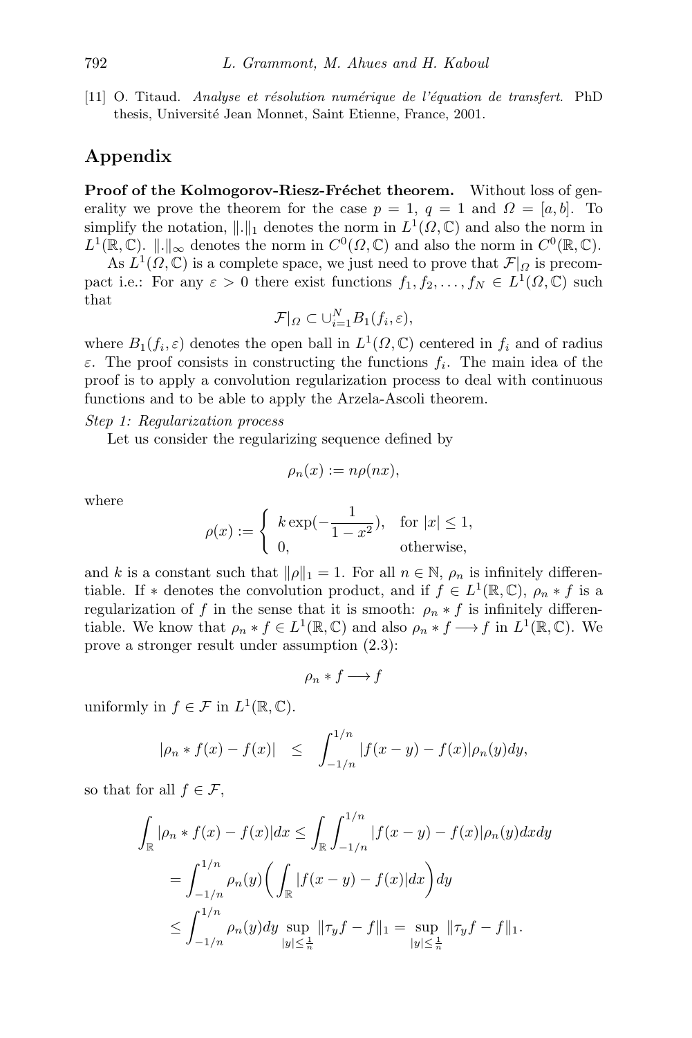[11] O. Titaud. *Analyse et résolution numérique de l'équation de transfert*. PhD thesis, Université Jean Monnet, Saint Etienne, France, 2001.

## Appendix

**Proof of the Kolmogorov-Riesz-Fréchet theorem.** Without loss of generality we prove the theorem for the case $p = 1$, $q = 1$ and $\Omega = [a, b]$. To simplify the notation, $\|.\|_1$ denotes the norm in $L^1(\Omega, \mathbb{C})$ and also the norm in $L^1(\mathbb{R}, \mathbb{C})$. $\|.\|_\infty$ denotes the norm in $C^0(\Omega, \mathbb{C})$ and also the norm in $C^0(\mathbb{R}, \mathbb{C})$.

As $L^1(\Omega, \mathbb{C})$ is a complete space, we just need to prove that $\mathcal{F}|_\Omega$ is precompact i.e.: For any $\varepsilon > 0$ there exist functions $f_1, f_2, \ldots, f_N \in L^1(\Omega, \mathbb{C})$ such that

$$\mathcal{F}|_\Omega \subset \cup_{i=1}^N B_1(f_i, \varepsilon),$$

where $B_1(f_i, \varepsilon)$ denotes the open ball in $L^1(\Omega, \mathbb{C})$ centered in $f_i$ and of radius $\varepsilon$. The proof consists in constructing the functions $f_i$. The main idea of the proof is to apply a convolution regularization process to deal with continuous functions and to be able to apply the Arzela-Ascoli theorem.

*Step 1: Regularization process*

Let us consider the regularizing sequence defined by

$$\rho_n(x) := n\rho(nx),$$

where

$$\rho(x) := \begin{cases} k \exp(-\dfrac{1}{1-x^2}), & \text{for } |x| \leq 1, \\ 0, & \text{otherwise,} \end{cases}$$

and $k$ is a constant such that $\|\rho\|_1 = 1$. For all $n \in \mathbb{N}$, $\rho_n$ is infinitely differentiable. If $*$ denotes the convolution product, and if $f \in L^1(\mathbb{R}, \mathbb{C})$, $\rho_n * f$ is a regularization of $f$ in the sense that it is smooth: $\rho_n * f$ is infinitely differentiable. We know that $\rho_n * f \in L^1(\mathbb{R}, \mathbb{C})$ and also $\rho_n * f \longrightarrow f$ in $L^1(\mathbb{R}, \mathbb{C})$. We prove a stronger result under assumption (2.3):

$$\rho_n * f \longrightarrow f$$

uniformly in $f \in \mathcal{F}$ in $L^1(\mathbb{R}, \mathbb{C})$.

$$|\rho_n * f(x) - f(x)| \quad \leq \quad \int_{-1/n}^{1/n} |f(x-y) - f(x)|\rho_n(y)dy,$$

so that for all $f \in \mathcal{F}$,

$$\begin{aligned}
\int_{\mathbb{R}} |\rho_n * f(x) - f(x)|dx &\leq \int_{\mathbb{R}} \int_{-1/n}^{1/n} |f(x-y) - f(x)|\rho_n(y)dxdy \\
&= \int_{-1/n}^{1/n} \rho_n(y)\bigg(\int_{\mathbb{R}} |f(x-y) - f(x)|dx\bigg)dy \\
&\leq \int_{-1/n}^{1/n} \rho_n(y)dy \sup_{|y| \leq \frac{1}{n}} \|\tau_y f - f\|_1 = \sup_{|y| \leq \frac{1}{n}} \|\tau_y f - f\|_1.
\end{aligned}$$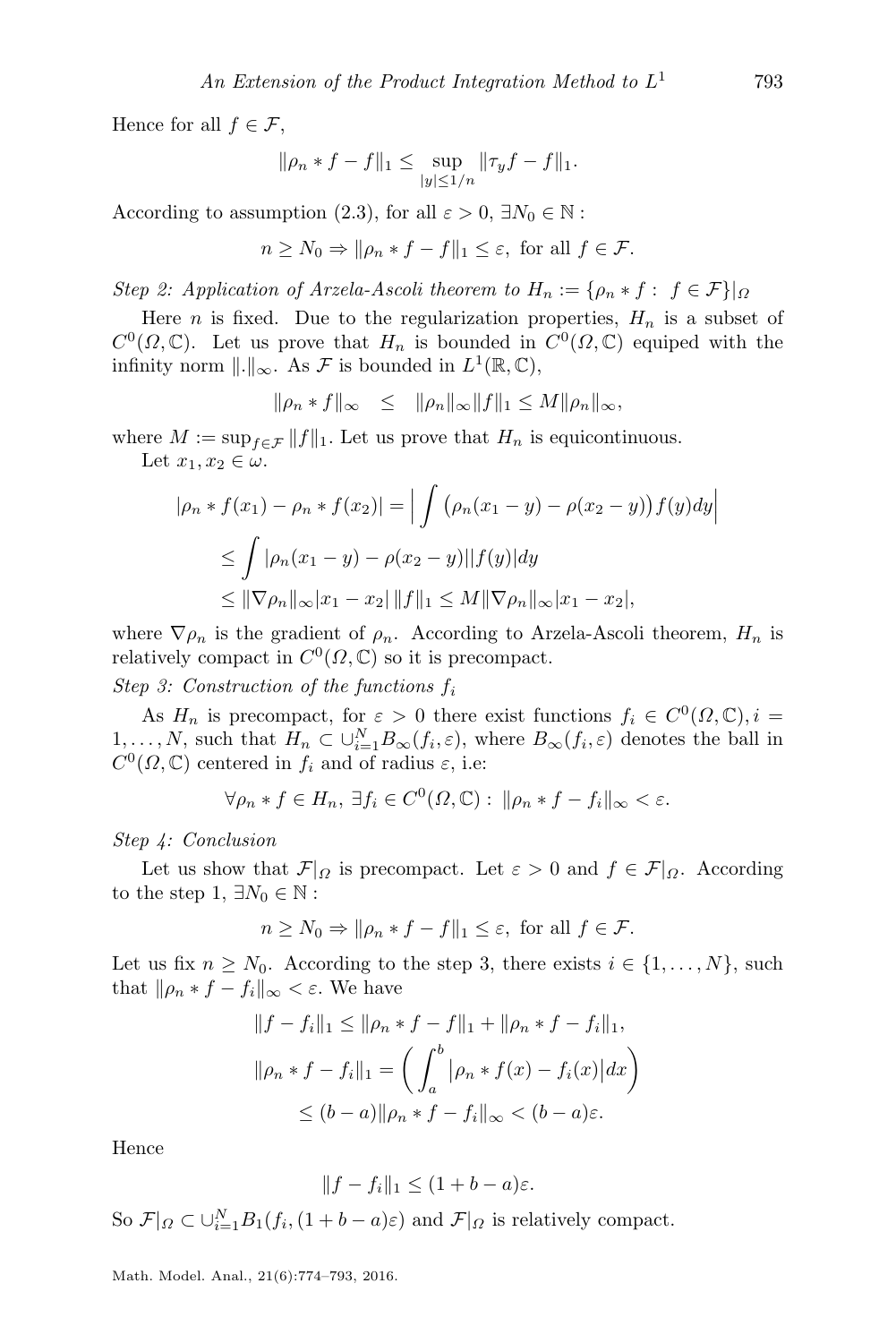Hence for all $f \in \mathcal{F}$,

$$\|\rho_n * f - f\|_1 \leq \sup_{|y| \leq 1/n} \|\tau_y f - f\|_1.$$

According to assumption (2.3), for all $\varepsilon > 0$, $\exists N_0 \in \mathbb{N}$ :

$$n \geq N_0 \Rightarrow \|\rho_n * f - f\|_1 \leq \varepsilon, \text{ for all } f \in \mathcal{F}.$$

*Step 2: Application of Arzela-Ascoli theorem to* $H_n := \{\rho_n * f : \ f \in \mathcal{F}\}|_\Omega$

Here $n$ is fixed. Due to the regularization properties, $H_n$ is a subset of $C^0(\Omega, \mathbb{C})$. Let us prove that $H_n$ is bounded in $C^0(\Omega, \mathbb{C})$ equiped with the infinity norm $\|.\|_\infty$. As $\mathcal{F}$ is bounded in $L^1(\mathbb{R}, \mathbb{C})$,

$$\|\rho_n * f\|_\infty \quad \leq \quad \|\rho_n\|_\infty \|f\|_1 \leq M\|\rho_n\|_\infty,$$

where $M := \sup_{f \in \mathcal{F}} \|f\|_1$. Let us prove that $H_n$ is equicontinuous.

Let $x_1, x_2 \in \omega$.

$$|\rho_n * f(x_1) - \rho_n * f(x_2)| = \Big| \int \big(\rho_n(x_1 - y) - \rho(x_2 - y)\big) f(y) dy \Big|$$

$$\leq \int |\rho_n(x_1 - y) - \rho(x_2 - y)||f(y)| dy$$

$$\leq \|\nabla \rho_n\|_\infty |x_1 - x_2| \, \|f\|_1 \leq M \|\nabla \rho_n\|_\infty |x_1 - x_2|,$$

where $\nabla \rho_n$ is the gradient of $\rho_n$. According to Arzela-Ascoli theorem, $H_n$ is relatively compact in $C^0(\Omega, \mathbb{C})$ so it is precompact.

*Step 3: Construction of the functions* $f_i$

As $H_n$ is precompact, for $\varepsilon > 0$ there exist functions $f_i \in C^0(\Omega, \mathbb{C}), i = 1, \ldots, N$, such that $H_n \subset \cup_{i=1}^N B_\infty(f_i, \varepsilon)$, where $B_\infty(f_i, \varepsilon)$ denotes the ball in $C^0(\Omega, \mathbb{C})$ centered in $f_i$ and of radius $\varepsilon$, i.e:

$$\forall \rho_n * f \in H_n, \ \exists f_i \in C^0(\Omega, \mathbb{C}) : \ \|\rho_n * f - f_i\|_\infty < \varepsilon.$$

*Step 4: Conclusion*

Let us show that $\mathcal{F}|_\Omega$ is precompact. Let $\varepsilon > 0$ and $f \in \mathcal{F}|_\Omega$. According to the step 1, $\exists N_0 \in \mathbb{N}$ :

$$n \geq N_0 \Rightarrow \|\rho_n * f - f\|_1 \leq \varepsilon, \text{ for all } f \in \mathcal{F}.$$

Let us fix $n \geq N_0$. According to the step 3, there exists $i \in \{1, \ldots, N\}$, such that $\|\rho_n * f - f_i\|_\infty < \varepsilon$. We have

$$\|f - f_i\|_1 \leq \|\rho_n * f - f\|_1 + \|\rho_n * f - f_i\|_1,$$

$$\|\rho_n * f - f_i\|_1 = \left( \int_a^b \big|\rho_n * f(x) - f_i(x)\big| dx \right)$$

$$\leq (b - a)\|\rho_n * f - f_i\|_\infty < (b - a)\varepsilon.$$

Hence

$$\|f - f_i\|_1 \leq (1 + b - a)\varepsilon.$$

So $\mathcal{F}|_\Omega \subset \cup_{i=1}^N B_1(f_i, (1 + b - a)\varepsilon)$ and $\mathcal{F}|_\Omega$ is relatively compact.